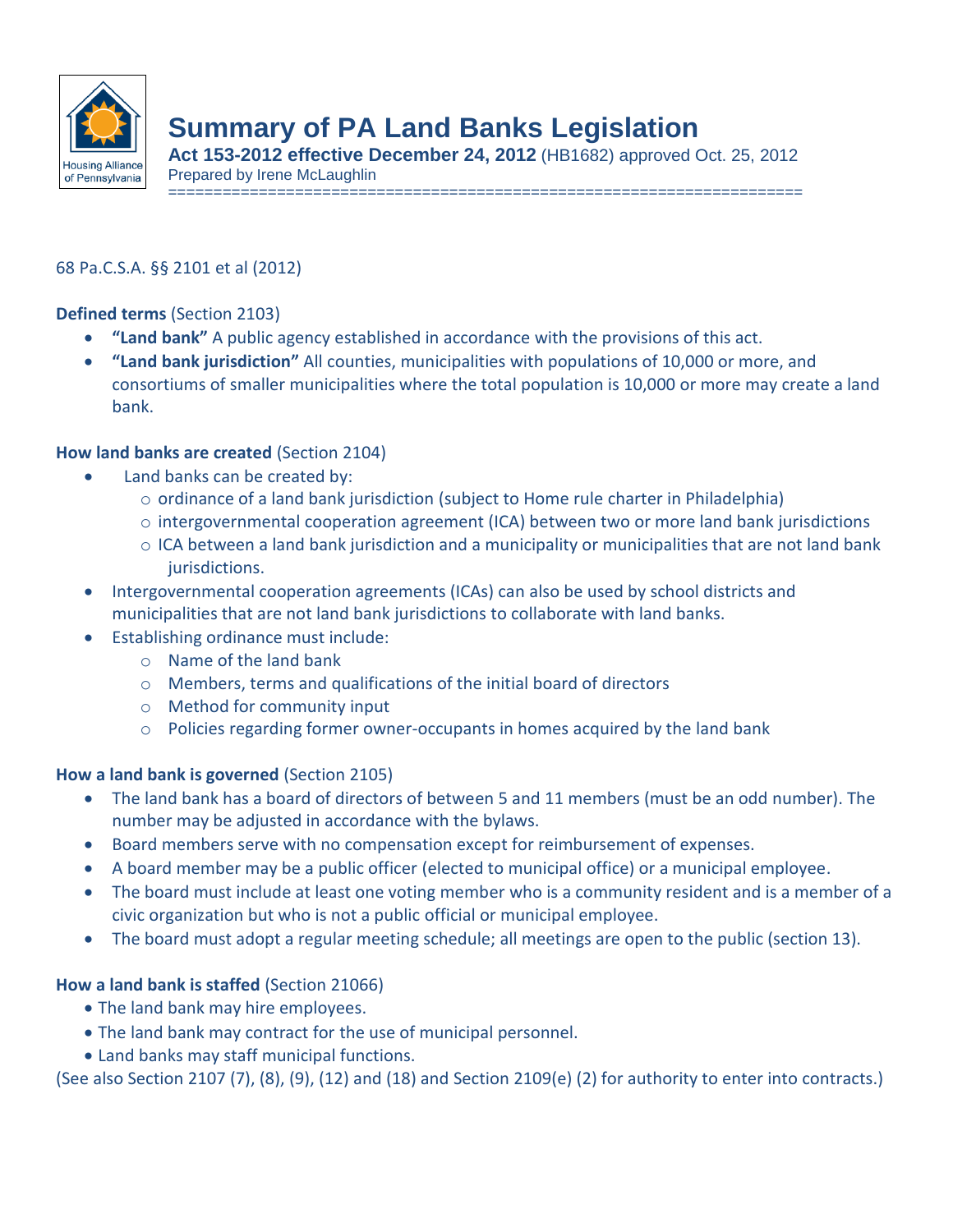# Summary of PA Land Banks Legislation

**Act 153-2012 effective December 24, 2012** (HB1682) approved Oct. 25, 2012

Prepared by Irene McLaughlin

68 Pa.C.S.A. §§ 2101 et al (2012)

**Defined terms** (Section 2103)

- **"Land bank"** A public agency established in accordance with the provisions of this act.
- **"Land bank jurisdiction"** All counties, municipalities with populations of 10,000 or more, and consortiums of smaller municipalities where the total population is 10,000 or more may create a land bank.

**How land banks are created** (Section 2104)

- Land banks can be created by:
  - ordinance of a land bank jurisdiction (subject to Home rule charter in Philadelphia)
  - intergovernmental cooperation agreement (ICA) between two or more land bank jurisdictions
  - ICA between a land bank jurisdiction and a municipality or municipalities that are not land bank jurisdictions.
- Intergovernmental cooperation agreements (ICAs) can also be used by school districts and municipalities that are not land bank jurisdictions to collaborate with land banks.
- Establishing ordinance must include:
  - Name of the land bank
  - Members, terms and qualifications of the initial board of directors
  - Method for community input
  - Policies regarding former owner-occupants in homes acquired by the land bank

**How a land bank is governed** (Section 2105)

- The land bank has a board of directors of between 5 and 11 members (must be an odd number). The number may be adjusted in accordance with the bylaws.
- Board members serve with no compensation except for reimbursement of expenses.
- A board member may be a public officer (elected to municipal office) or a municipal employee.
- The board must include at least one voting member who is a community resident and is a member of a civic organization but who is not a public official or municipal employee.
- The board must adopt a regular meeting schedule; all meetings are open to the public (section 13).

**How a land bank is staffed** (Section 21066)

- The land bank may hire employees.
- The land bank may contract for the use of municipal personnel.
- Land banks may staff municipal functions.

(See also Section 2107 (7), (8), (9), (12) and (18) and Section 2109(e) (2) for authority to enter into contracts.)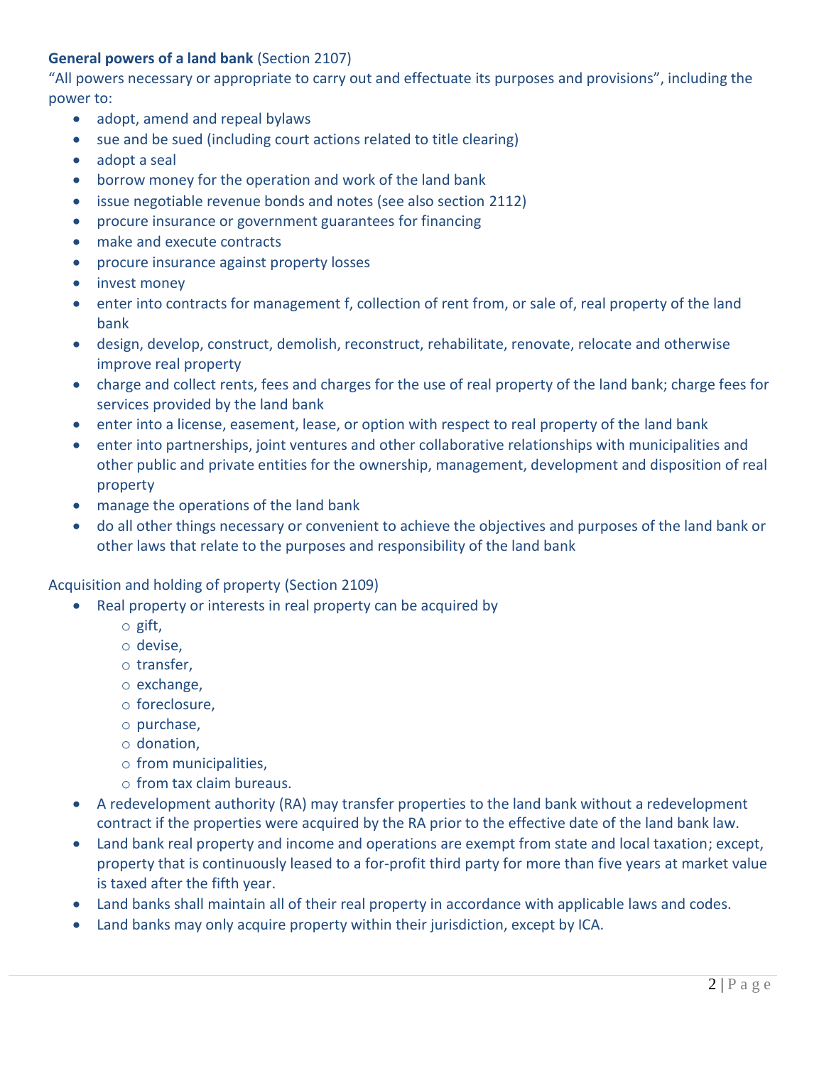**General powers of a land bank** (Section 2107)

"All powers necessary or appropriate to carry out and effectuate its purposes and provisions", including the power to:

- adopt, amend and repeal bylaws
- sue and be sued (including court actions related to title clearing)
- adopt a seal
- borrow money for the operation and work of the land bank
- issue negotiable revenue bonds and notes (see also section 2112)
- procure insurance or government guarantees for financing
- make and execute contracts
- procure insurance against property losses
- invest money
- enter into contracts for management f, collection of rent from, or sale of, real property of the land bank
- design, develop, construct, demolish, reconstruct, rehabilitate, renovate, relocate and otherwise improve real property
- charge and collect rents, fees and charges for the use of real property of the land bank; charge fees for services provided by the land bank
- enter into a license, easement, lease, or option with respect to real property of the land bank
- enter into partnerships, joint ventures and other collaborative relationships with municipalities and other public and private entities for the ownership, management, development and disposition of real property
- manage the operations of the land bank
- do all other things necessary or convenient to achieve the objectives and purposes of the land bank or other laws that relate to the purposes and responsibility of the land bank

Acquisition and holding of property (Section 2109)

- Real property or interests in real property can be acquired by
  - gift,
  - devise,
  - transfer,
  - exchange,
  - foreclosure,
  - purchase,
  - donation,
  - from municipalities,
  - from tax claim bureaus.
- A redevelopment authority (RA) may transfer properties to the land bank without a redevelopment contract if the properties were acquired by the RA prior to the effective date of the land bank law.
- Land bank real property and income and operations are exempt from state and local taxation; except, property that is continuously leased to a for-profit third party for more than five years at market value is taxed after the fifth year.
- Land banks shall maintain all of their real property in accordance with applicable laws and codes.
- Land banks may only acquire property within their jurisdiction, except by ICA.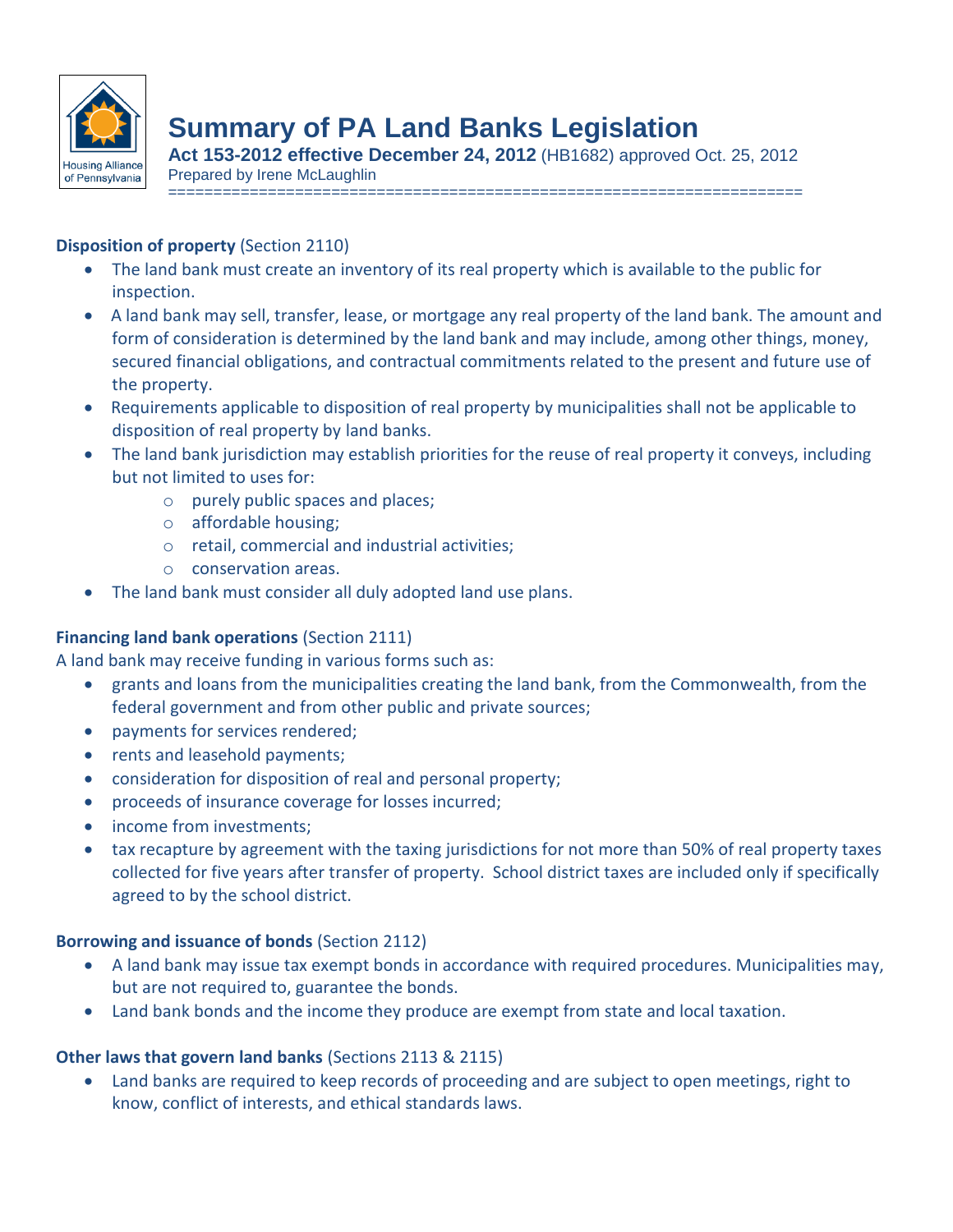# Summary of PA Land Banks Legislation

**Act 153-2012 effective December 24, 2012** (HB1682) approved Oct. 25, 2012

Prepared by Irene McLaughlin

---

**Disposition of property** (Section 2110)

- The land bank must create an inventory of its real property which is available to the public for inspection.
- A land bank may sell, transfer, lease, or mortgage any real property of the land bank. The amount and form of consideration is determined by the land bank and may include, among other things, money, secured financial obligations, and contractual commitments related to the present and future use of the property.
- Requirements applicable to disposition of real property by municipalities shall not be applicable to disposition of real property by land banks.
- The land bank jurisdiction may establish priorities for the reuse of real property it conveys, including but not limited to uses for:
  - purely public spaces and places;
  - affordable housing;
  - retail, commercial and industrial activities;
  - conservation areas.
- The land bank must consider all duly adopted land use plans.

**Financing land bank operations** (Section 2111)

A land bank may receive funding in various forms such as:

- grants and loans from the municipalities creating the land bank, from the Commonwealth, from the federal government and from other public and private sources;
- payments for services rendered;
- rents and leasehold payments;
- consideration for disposition of real and personal property;
- proceeds of insurance coverage for losses incurred;
- income from investments;
- tax recapture by agreement with the taxing jurisdictions for not more than 50% of real property taxes collected for five years after transfer of property. School district taxes are included only if specifically agreed to by the school district.

**Borrowing and issuance of bonds** (Section 2112)

- A land bank may issue tax exempt bonds in accordance with required procedures. Municipalities may, but are not required to, guarantee the bonds.
- Land bank bonds and the income they produce are exempt from state and local taxation.

**Other laws that govern land banks** (Sections 2113 & 2115)

- Land banks are required to keep records of proceeding and are subject to open meetings, right to know, conflict of interests, and ethical standards laws.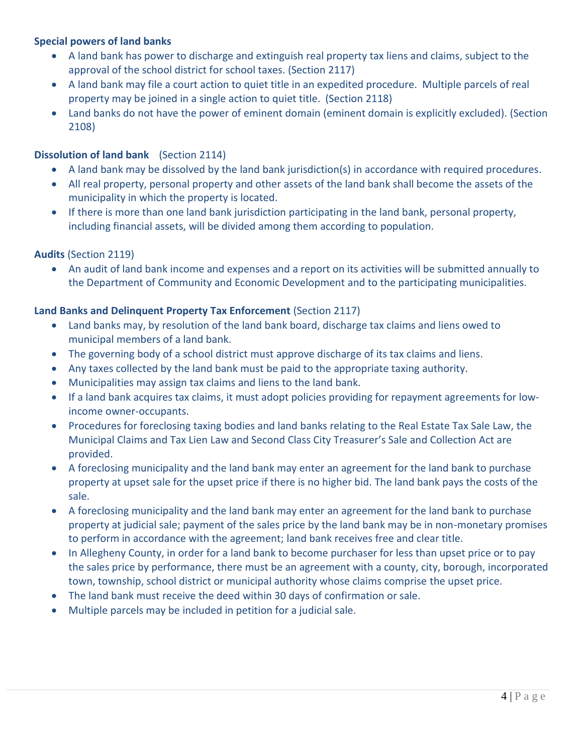**Special powers of land banks**

- A land bank has power to discharge and extinguish real property tax liens and claims, subject to the approval of the school district for school taxes. (Section 2117)
- A land bank may file a court action to quiet title in an expedited procedure. Multiple parcels of real property may be joined in a single action to quiet title. (Section 2118)
- Land banks do not have the power of eminent domain (eminent domain is explicitly excluded). (Section 2108)

**Dissolution of land bank** (Section 2114)

- A land bank may be dissolved by the land bank jurisdiction(s) in accordance with required procedures.
- All real property, personal property and other assets of the land bank shall become the assets of the municipality in which the property is located.
- If there is more than one land bank jurisdiction participating in the land bank, personal property, including financial assets, will be divided among them according to population.

**Audits** (Section 2119)

- An audit of land bank income and expenses and a report on its activities will be submitted annually to the Department of Community and Economic Development and to the participating municipalities.

**Land Banks and Delinquent Property Tax Enforcement** (Section 2117)

- Land banks may, by resolution of the land bank board, discharge tax claims and liens owed to municipal members of a land bank.
- The governing body of a school district must approve discharge of its tax claims and liens.
- Any taxes collected by the land bank must be paid to the appropriate taxing authority.
- Municipalities may assign tax claims and liens to the land bank.
- If a land bank acquires tax claims, it must adopt policies providing for repayment agreements for low-income owner-occupants.
- Procedures for foreclosing taxing bodies and land banks relating to the Real Estate Tax Sale Law, the Municipal Claims and Tax Lien Law and Second Class City Treasurer's Sale and Collection Act are provided.
- A foreclosing municipality and the land bank may enter an agreement for the land bank to purchase property at upset sale for the upset price if there is no higher bid. The land bank pays the costs of the sale.
- A foreclosing municipality and the land bank may enter an agreement for the land bank to purchase property at judicial sale; payment of the sales price by the land bank may be in non-monetary promises to perform in accordance with the agreement; land bank receives free and clear title.
- In Allegheny County, in order for a land bank to become purchaser for less than upset price or to pay the sales price by performance, there must be an agreement with a county, city, borough, incorporated town, township, school district or municipal authority whose claims comprise the upset price.
- The land bank must receive the deed within 30 days of confirmation or sale.
- Multiple parcels may be included in petition for a judicial sale.